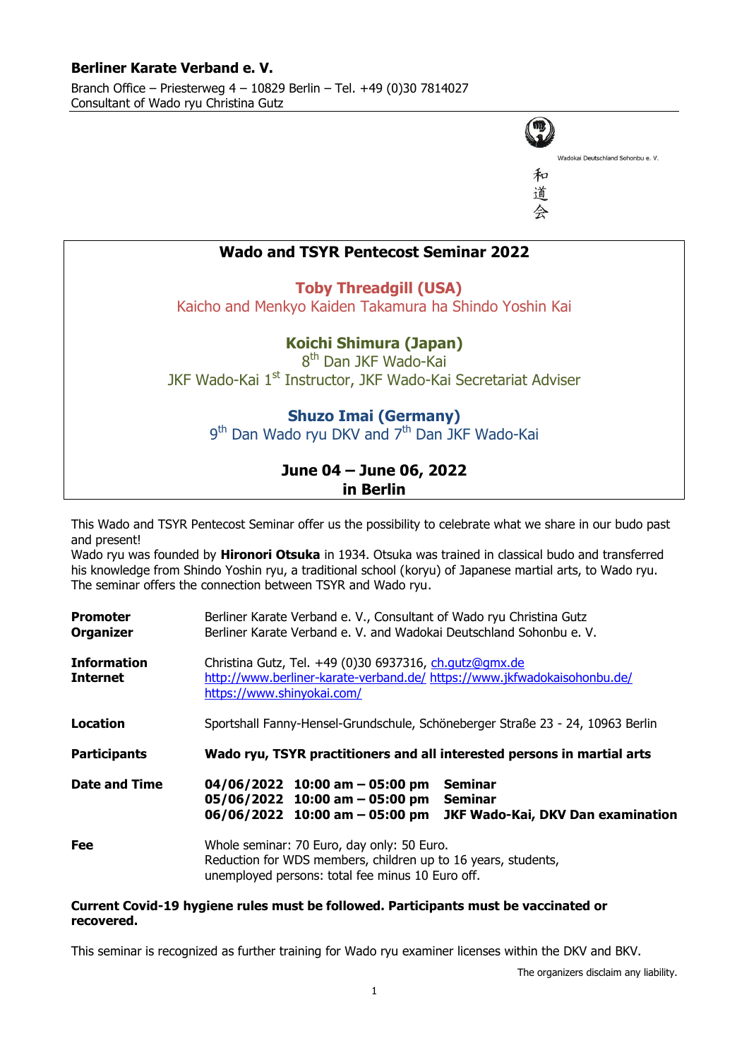**Berliner Karate Verband e. V.**

Branch Office – Priesterweg 4 – 10829 Berlin – Tel. +49 (0)30 7814027
Consultant of Wado ryu Christina Gutz

Wadokai Deutschland Sohonbu e. V.

和道会

## Wado and TSYR Pentecost Seminar 2022

**Toby Threadgill (USA)**
Kaicho and Menkyo Kaiden Takamura ha Shindo Yoshin Kai

**Koichi Shimura (Japan)**
8th Dan JKF Wado-Kai
JKF Wado-Kai 1st Instructor, JKF Wado-Kai Secretariat Adviser

**Shuzo Imai (Germany)**
9th Dan Wado ryu DKV and 7th Dan JKF Wado-Kai

**June 04 – June 06, 2022**
**in Berlin**

This Wado and TSYR Pentecost Seminar offer us the possibility to celebrate what we share in our budo past and present!
Wado ryu was founded by **Hironori Otsuka** in 1934. Otsuka was trained in classical budo and transferred his knowledge from Shindo Yoshin ryu, a traditional school (koryu) of Japanese martial arts, to Wado ryu. The seminar offers the connection between TSYR and Wado ryu.

| | |
|---|---|
| **Promoter** | Berliner Karate Verband e. V., Consultant of Wado ryu Christina Gutz |
| **Organizer** | Berliner Karate Verband e. V. and Wadokai Deutschland Sohonbu e. V. |
| **Information** | Christina Gutz, Tel. +49 (0)30 6937316, ch.gutz@gmx.de |
| **Internet** | http://www.berliner-karate-verband.de/ https://www.jkfwadokaisohonbu.de/ https://www.shinyokai.com/ |
| **Location** | Sportshall Fanny-Hensel-Grundschule, Schöneberger Straße 23 - 24, 10963 Berlin |
| **Participants** | **Wado ryu, TSYR practitioners and all interested persons in martial arts** |
| **Date and Time** | **04/06/2022 10:00 am – 05:00 pm Seminar**<br>**05/06/2022 10:00 am – 05:00 pm Seminar**<br>**06/06/2022 10:00 am – 05:00 pm JKF Wado-Kai, DKV Dan examination** |
| **Fee** | Whole seminar: 70 Euro, day only: 50 Euro.<br>Reduction for WDS members, children up to 16 years, students, unemployed persons: total fee minus 10 Euro off. |

**Current Covid-19 hygiene rules must be followed. Participants must be vaccinated or recovered.**

This seminar is recognized as further training for Wado ryu examiner licenses within the DKV and BKV.

The organizers disclaim any liability.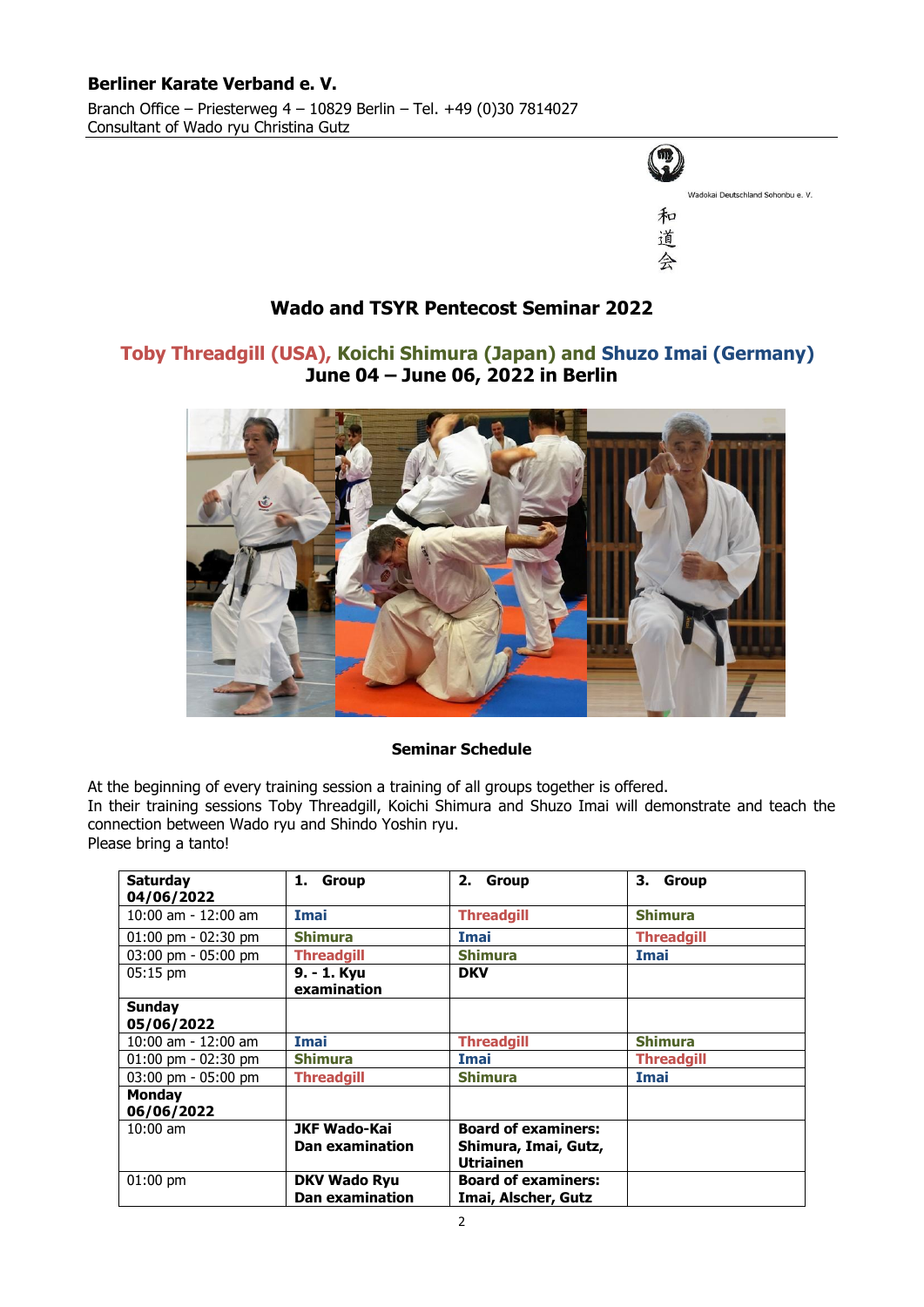**Berliner Karate Verband e. V.**

Branch Office – Priesterweg 4 – 10829 Berlin – Tel. +49 (0)30 7814027
Consultant of Wado ryu Christina Gutz

Wadokai Deutschland Sohonbu e. V.

和道会

## Wado and TSYR Pentecost Seminar 2022

### Toby Threadgill (USA), Koichi Shimura (Japan) and Shuzo Imai (Germany)
### June 04 – June 06, 2022 in Berlin

**Seminar Schedule**

At the beginning of every training session a training of all groups together is offered.
In their training sessions Toby Threadgill, Koichi Shimura and Shuzo Imai will demonstrate and teach the connection between Wado ryu and Shindo Yoshin ryu.
Please bring a tanto!

| **Saturday 04/06/2022** | **1. Group** | **2. Group** | **3. Group** |
|---|---|---|---|
| 10:00 am - 12:00 am | **Imai** | **Threadgill** | **Shimura** |
| 01:00 pm - 02:30 pm | **Shimura** | **Imai** | **Threadgill** |
| 03:00 pm - 05:00 pm | **Threadgill** | **Shimura** | **Imai** |
| 05:15 pm | **9. - 1. Kyu examination** | **DKV** | |
| **Sunday 05/06/2022** | | | |
| 10:00 am - 12:00 am | **Imai** | **Threadgill** | **Shimura** |
| 01:00 pm - 02:30 pm | **Shimura** | **Imai** | **Threadgill** |
| 03:00 pm - 05:00 pm | **Threadgill** | **Shimura** | **Imai** |
| **Monday 06/06/2022** | | | |
| 10:00 am | **JKF Wado-Kai Dan examination** | **Board of examiners: Shimura, Imai, Gutz, Utriainen** | |
| 01:00 pm | **DKV Wado Ryu Dan examination** | **Board of examiners: Imai, Alscher, Gutz** | |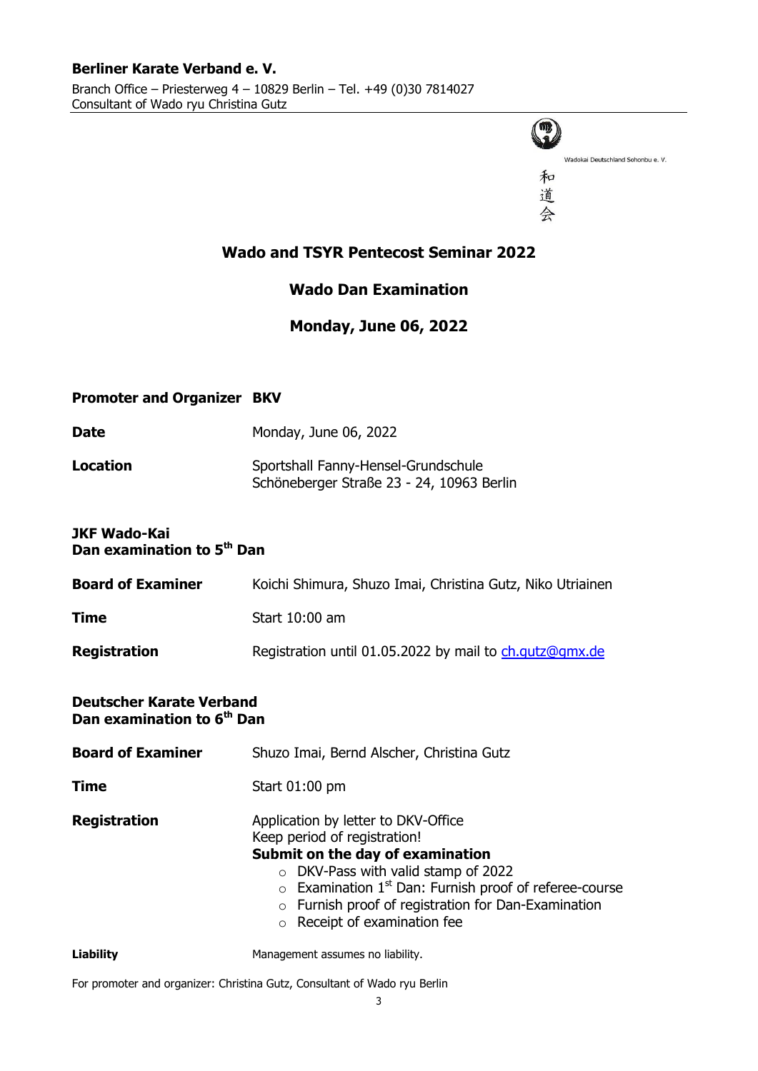**Berliner Karate Verband e. V.**

Branch Office – Priesterweg 4 – 10829 Berlin – Tel. +49 (0)30 7814027
Consultant of Wado ryu Christina Gutz

Wadokai Deutschland Sohonbu e. V.

和道会

## Wado and TSYR Pentecost Seminar 2022

## Wado Dan Examination

## Monday, June 06, 2022

| | |
|---|---|
| **Promoter and Organizer** | **BKV** |
| **Date** | Monday, June 06, 2022 |
| **Location** | Sportshall Fanny-Hensel-Grundschule<br>Schöneberger Straße 23 - 24, 10963 Berlin |

### JKF Wado-Kai
### Dan examination to 5th Dan

| | |
|---|---|
| **Board of Examiner** | Koichi Shimura, Shuzo Imai, Christina Gutz, Niko Utriainen |
| **Time** | Start 10:00 am |
| **Registration** | Registration until 01.05.2022 by mail to ch.gutz@gmx.de |

### Deutscher Karate Verband
### Dan examination to 6th Dan

| | |
|---|---|
| **Board of Examiner** | Shuzo Imai, Bernd Alscher, Christina Gutz |
| **Time** | Start 01:00 pm |

**Registration**

Application by letter to DKV-Office
Keep period of registration!
**Submit on the day of examination**

- DKV-Pass with valid stamp of 2022
- Examination 1st Dan: Furnish proof of referee-course
- Furnish proof of registration for Dan-Examination
- Receipt of examination fee

**Liability** Management assumes no liability.

For promoter and organizer: Christina Gutz, Consultant of Wado ryu Berlin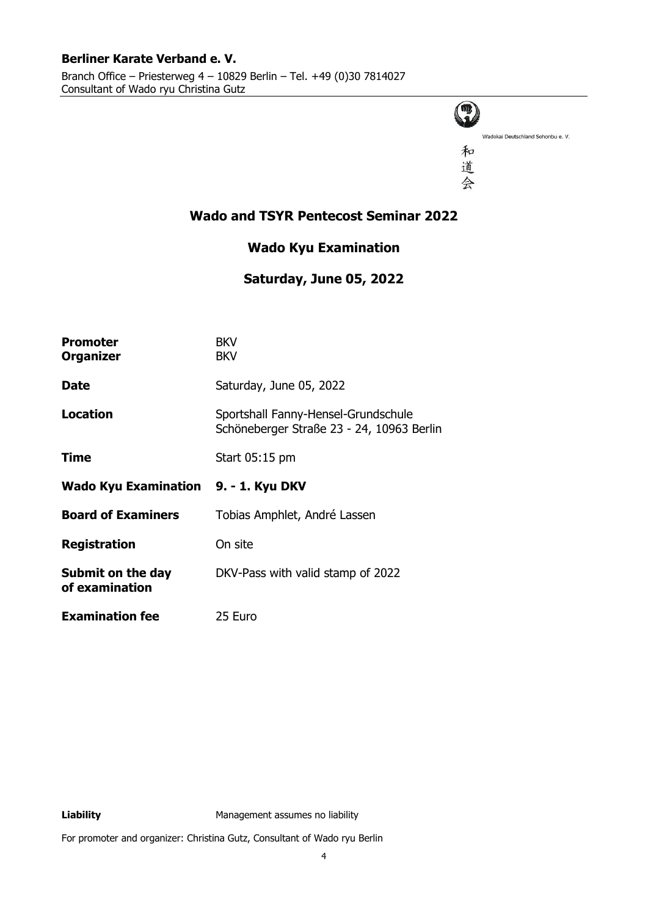**Berliner Karate Verband e. V.**

Branch Office – Priesterweg 4 – 10829 Berlin – Tel. +49 (0)30 7814027
Consultant of Wado ryu Christina Gutz

Wadokai Deutschland Sohonbu e. V.

和道会

## Wado and TSYR Pentecost Seminar 2022

### Wado Kyu Examination

### Saturday, June 05, 2022

| | |
|---|---|
| **Promoter** | BKV |
| **Organizer** | BKV |
| **Date** | Saturday, June 05, 2022 |
| **Location** | Sportshall Fanny-Hensel-Grundschule<br>Schöneberger Straße 23 - 24, 10963 Berlin |
| **Time** | Start 05:15 pm |
| **Wado Kyu Examination** | **9. - 1. Kyu DKV** |
| **Board of Examiners** | Tobias Amphlet, André Lassen |
| **Registration** | On site |
| **Submit on the day of examination** | DKV-Pass with valid stamp of 2022 |
| **Examination fee** | 25 Euro |

**Liability** Management assumes no liability

For promoter and organizer: Christina Gutz, Consultant of Wado ryu Berlin